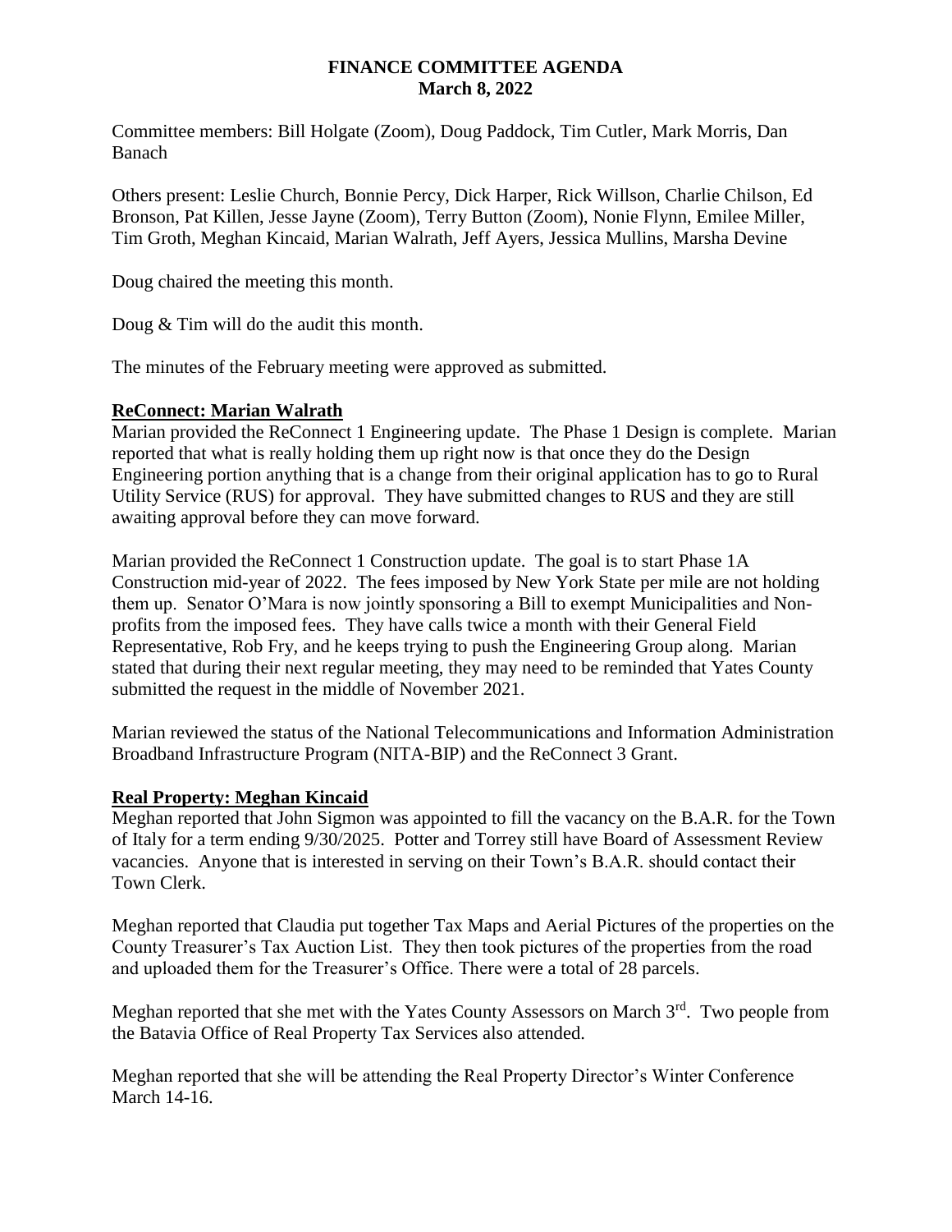# FINANCE COMMITTEE AGENDA
**March 8, 2022**

Committee members: Bill Holgate (Zoom), Doug Paddock, Tim Cutler, Mark Morris, Dan Banach

Others present: Leslie Church, Bonnie Percy, Dick Harper, Rick Willson, Charlie Chilson, Ed Bronson, Pat Killen, Jesse Jayne (Zoom), Terry Button (Zoom), Nonie Flynn, Emilee Miller, Tim Groth, Meghan Kincaid, Marian Walrath, Jeff Ayers, Jessica Mullins, Marsha Devine

Doug chaired the meeting this month.

Doug & Tim will do the audit this month.

The minutes of the February meeting were approved as submitted.

## ReConnect: Marian Walrath

Marian provided the ReConnect 1 Engineering update. The Phase 1 Design is complete. Marian reported that what is really holding them up right now is that once they do the Design Engineering portion anything that is a change from their original application has to go to Rural Utility Service (RUS) for approval. They have submitted changes to RUS and they are still awaiting approval before they can move forward.

Marian provided the ReConnect 1 Construction update. The goal is to start Phase 1A Construction mid-year of 2022. The fees imposed by New York State per mile are not holding them up. Senator O'Mara is now jointly sponsoring a Bill to exempt Municipalities and Non-profits from the imposed fees. They have calls twice a month with their General Field Representative, Rob Fry, and he keeps trying to push the Engineering Group along. Marian stated that during their next regular meeting, they may need to be reminded that Yates County submitted the request in the middle of November 2021.

Marian reviewed the status of the National Telecommunications and Information Administration Broadband Infrastructure Program (NITA-BIP) and the ReConnect 3 Grant.

## Real Property: Meghan Kincaid

Meghan reported that John Sigmon was appointed to fill the vacancy on the B.A.R. for the Town of Italy for a term ending 9/30/2025. Potter and Torrey still have Board of Assessment Review vacancies. Anyone that is interested in serving on their Town's B.A.R. should contact their Town Clerk.

Meghan reported that Claudia put together Tax Maps and Aerial Pictures of the properties on the County Treasurer's Tax Auction List. They then took pictures of the properties from the road and uploaded them for the Treasurer's Office. There were a total of 28 parcels.

Meghan reported that she met with the Yates County Assessors on March 3rd. Two people from the Batavia Office of Real Property Tax Services also attended.

Meghan reported that she will be attending the Real Property Director's Winter Conference March 14-16.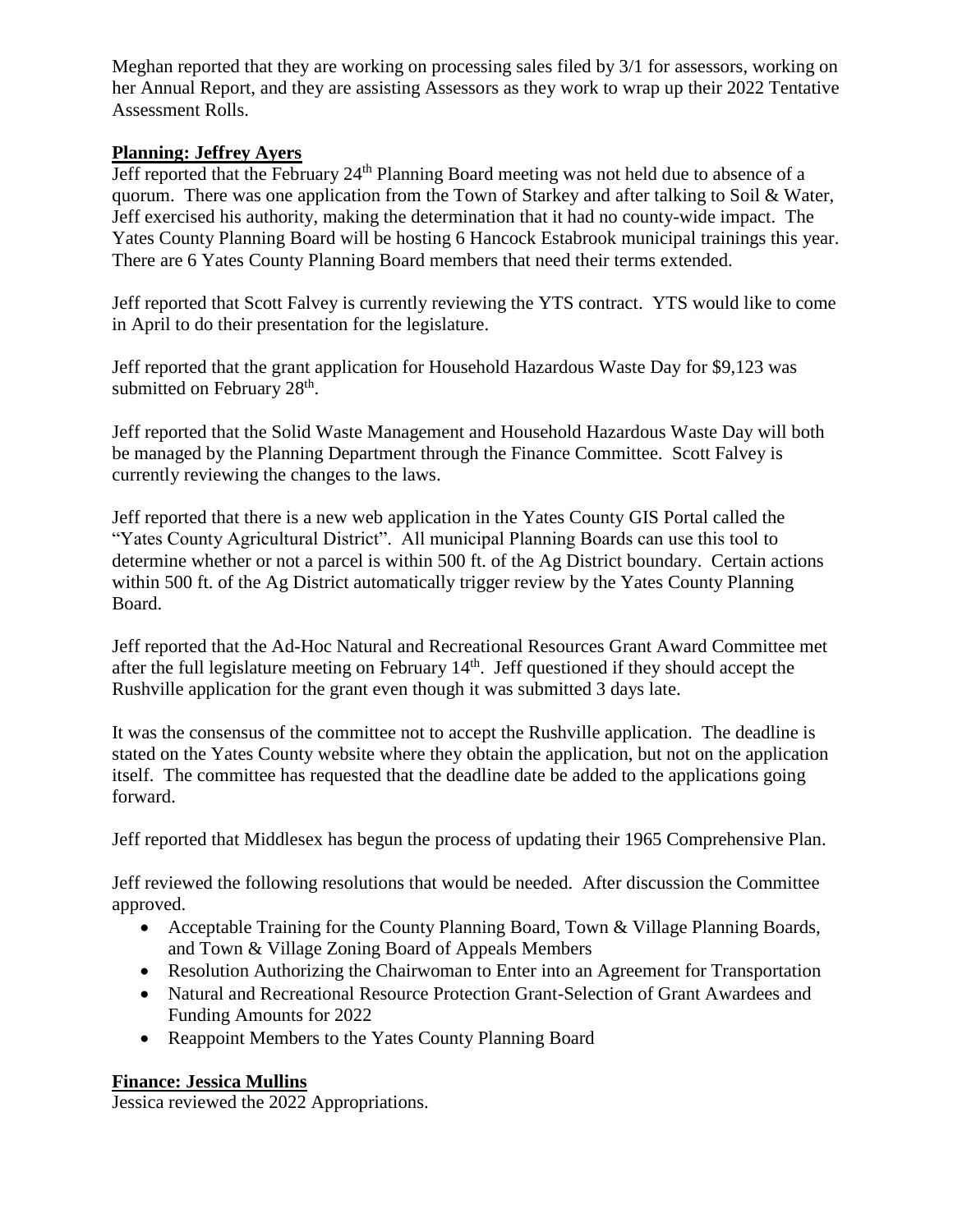Meghan reported that they are working on processing sales filed by 3/1 for assessors, working on her Annual Report, and they are assisting Assessors as they work to wrap up their 2022 Tentative Assessment Rolls.

**Planning: Jeffrey Ayers**

Jeff reported that the February 24th Planning Board meeting was not held due to absence of a quorum. There was one application from the Town of Starkey and after talking to Soil & Water, Jeff exercised his authority, making the determination that it had no county-wide impact. The Yates County Planning Board will be hosting 6 Hancock Estabrook municipal trainings this year. There are 6 Yates County Planning Board members that need their terms extended.

Jeff reported that Scott Falvey is currently reviewing the YTS contract. YTS would like to come in April to do their presentation for the legislature.

Jeff reported that the grant application for Household Hazardous Waste Day for $9,123 was submitted on February 28th.

Jeff reported that the Solid Waste Management and Household Hazardous Waste Day will both be managed by the Planning Department through the Finance Committee. Scott Falvey is currently reviewing the changes to the laws.

Jeff reported that there is a new web application in the Yates County GIS Portal called the "Yates County Agricultural District". All municipal Planning Boards can use this tool to determine whether or not a parcel is within 500 ft. of the Ag District boundary. Certain actions within 500 ft. of the Ag District automatically trigger review by the Yates County Planning Board.

Jeff reported that the Ad-Hoc Natural and Recreational Resources Grant Award Committee met after the full legislature meeting on February 14th. Jeff questioned if they should accept the Rushville application for the grant even though it was submitted 3 days late.

It was the consensus of the committee not to accept the Rushville application. The deadline is stated on the Yates County website where they obtain the application, but not on the application itself. The committee has requested that the deadline date be added to the applications going forward.

Jeff reported that Middlesex has begun the process of updating their 1965 Comprehensive Plan.

Jeff reviewed the following resolutions that would be needed. After discussion the Committee approved.

- Acceptable Training for the County Planning Board, Town & Village Planning Boards, and Town & Village Zoning Board of Appeals Members
- Resolution Authorizing the Chairwoman to Enter into an Agreement for Transportation
- Natural and Recreational Resource Protection Grant-Selection of Grant Awardees and Funding Amounts for 2022
- Reappoint Members to the Yates County Planning Board

**Finance: Jessica Mullins**

Jessica reviewed the 2022 Appropriations.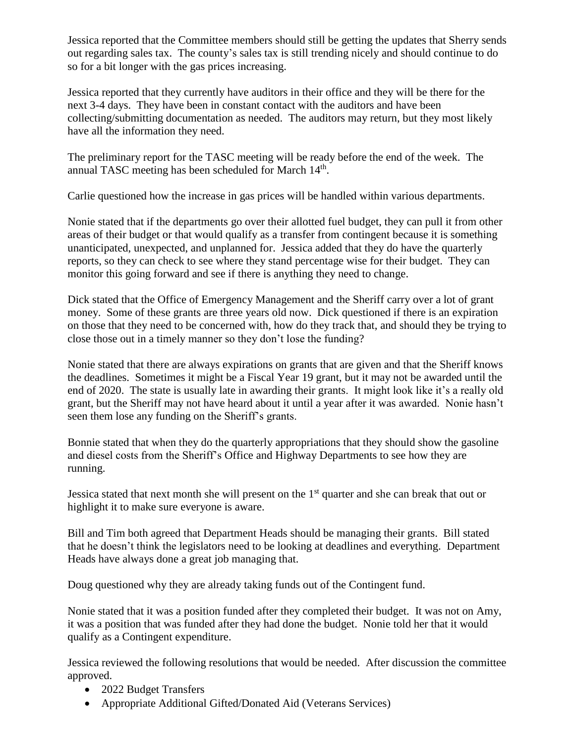Jessica reported that the Committee members should still be getting the updates that Sherry sends out regarding sales tax. The county's sales tax is still trending nicely and should continue to do so for a bit longer with the gas prices increasing.

Jessica reported that they currently have auditors in their office and they will be there for the next 3-4 days. They have been in constant contact with the auditors and have been collecting/submitting documentation as needed. The auditors may return, but they most likely have all the information they need.

The preliminary report for the TASC meeting will be ready before the end of the week. The annual TASC meeting has been scheduled for March 14th.

Carlie questioned how the increase in gas prices will be handled within various departments.

Nonie stated that if the departments go over their allotted fuel budget, they can pull it from other areas of their budget or that would qualify as a transfer from contingent because it is something unanticipated, unexpected, and unplanned for. Jessica added that they do have the quarterly reports, so they can check to see where they stand percentage wise for their budget. They can monitor this going forward and see if there is anything they need to change.

Dick stated that the Office of Emergency Management and the Sheriff carry over a lot of grant money. Some of these grants are three years old now. Dick questioned if there is an expiration on those that they need to be concerned with, how do they track that, and should they be trying to close those out in a timely manner so they don't lose the funding?

Nonie stated that there are always expirations on grants that are given and that the Sheriff knows the deadlines. Sometimes it might be a Fiscal Year 19 grant, but it may not be awarded until the end of 2020. The state is usually late in awarding their grants. It might look like it's a really old grant, but the Sheriff may not have heard about it until a year after it was awarded. Nonie hasn't seen them lose any funding on the Sheriff's grants.

Bonnie stated that when they do the quarterly appropriations that they should show the gasoline and diesel costs from the Sheriff's Office and Highway Departments to see how they are running.

Jessica stated that next month she will present on the 1st quarter and she can break that out or highlight it to make sure everyone is aware.

Bill and Tim both agreed that Department Heads should be managing their grants. Bill stated that he doesn't think the legislators need to be looking at deadlines and everything. Department Heads have always done a great job managing that.

Doug questioned why they are already taking funds out of the Contingent fund.

Nonie stated that it was a position funded after they completed their budget. It was not on Amy, it was a position that was funded after they had done the budget. Nonie told her that it would qualify as a Contingent expenditure.

Jessica reviewed the following resolutions that would be needed. After discussion the committee approved.

- 2022 Budget Transfers
- Appropriate Additional Gifted/Donated Aid (Veterans Services)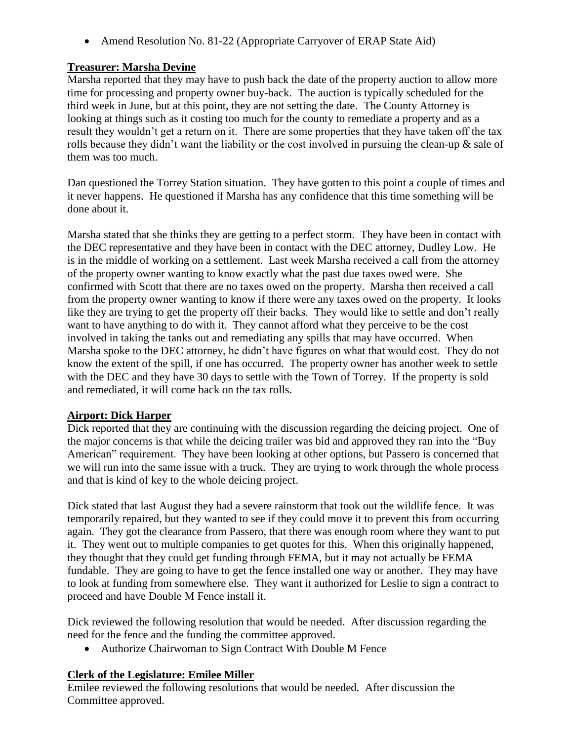- Amend Resolution No. 81-22 (Appropriate Carryover of ERAP State Aid)

**Treasurer: Marsha Devine**

Marsha reported that they may have to push back the date of the property auction to allow more time for processing and property owner buy-back. The auction is typically scheduled for the third week in June, but at this point, they are not setting the date. The County Attorney is looking at things such as it costing too much for the county to remediate a property and as a result they wouldn't get a return on it. There are some properties that they have taken off the tax rolls because they didn't want the liability or the cost involved in pursuing the clean-up & sale of them was too much.

Dan questioned the Torrey Station situation. They have gotten to this point a couple of times and it never happens. He questioned if Marsha has any confidence that this time something will be done about it.

Marsha stated that she thinks they are getting to a perfect storm. They have been in contact with the DEC representative and they have been in contact with the DEC attorney, Dudley Low. He is in the middle of working on a settlement. Last week Marsha received a call from the attorney of the property owner wanting to know exactly what the past due taxes owed were. She confirmed with Scott that there are no taxes owed on the property. Marsha then received a call from the property owner wanting to know if there were any taxes owed on the property. It looks like they are trying to get the property off their backs. They would like to settle and don't really want to have anything to do with it. They cannot afford what they perceive to be the cost involved in taking the tanks out and remediating any spills that may have occurred. When Marsha spoke to the DEC attorney, he didn't have figures on what that would cost. They do not know the extent of the spill, if one has occurred. The property owner has another week to settle with the DEC and they have 30 days to settle with the Town of Torrey. If the property is sold and remediated, it will come back on the tax rolls.

**Airport: Dick Harper**

Dick reported that they are continuing with the discussion regarding the deicing project. One of the major concerns is that while the deicing trailer was bid and approved they ran into the "Buy American" requirement. They have been looking at other options, but Passero is concerned that we will run into the same issue with a truck. They are trying to work through the whole process and that is kind of key to the whole deicing project.

Dick stated that last August they had a severe rainstorm that took out the wildlife fence. It was temporarily repaired, but they wanted to see if they could move it to prevent this from occurring again. They got the clearance from Passero, that there was enough room where they want to put it. They went out to multiple companies to get quotes for this. When this originally happened, they thought that they could get funding through FEMA, but it may not actually be FEMA fundable. They are going to have to get the fence installed one way or another. They may have to look at funding from somewhere else. They want it authorized for Leslie to sign a contract to proceed and have Double M Fence install it.

Dick reviewed the following resolution that would be needed. After discussion regarding the need for the fence and the funding the committee approved.

- Authorize Chairwoman to Sign Contract With Double M Fence

**Clerk of the Legislature: Emilee Miller**

Emilee reviewed the following resolutions that would be needed. After discussion the Committee approved.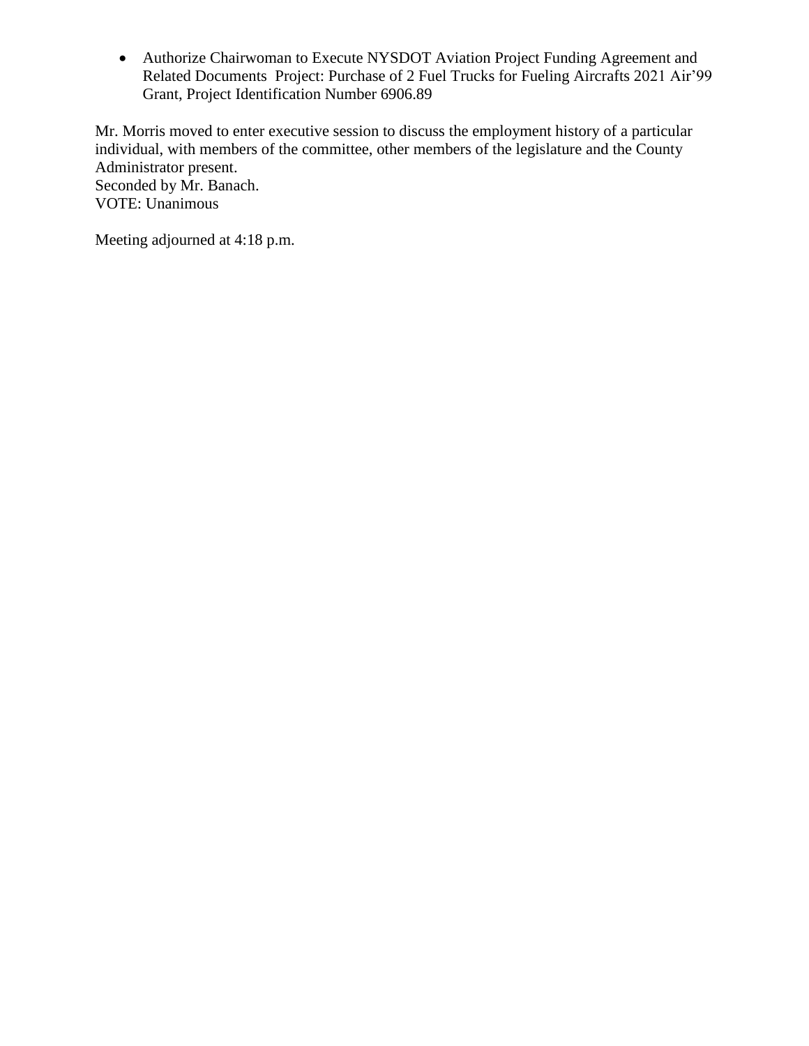- Authorize Chairwoman to Execute NYSDOT Aviation Project Funding Agreement and Related Documents  Project: Purchase of 2 Fuel Trucks for Fueling Aircrafts 2021 Air'99 Grant, Project Identification Number 6906.89

Mr. Morris moved to enter executive session to discuss the employment history of a particular individual, with members of the committee, other members of the legislature and the County Administrator present.
Seconded by Mr. Banach.
VOTE: Unanimous

Meeting adjourned at 4:18 p.m.